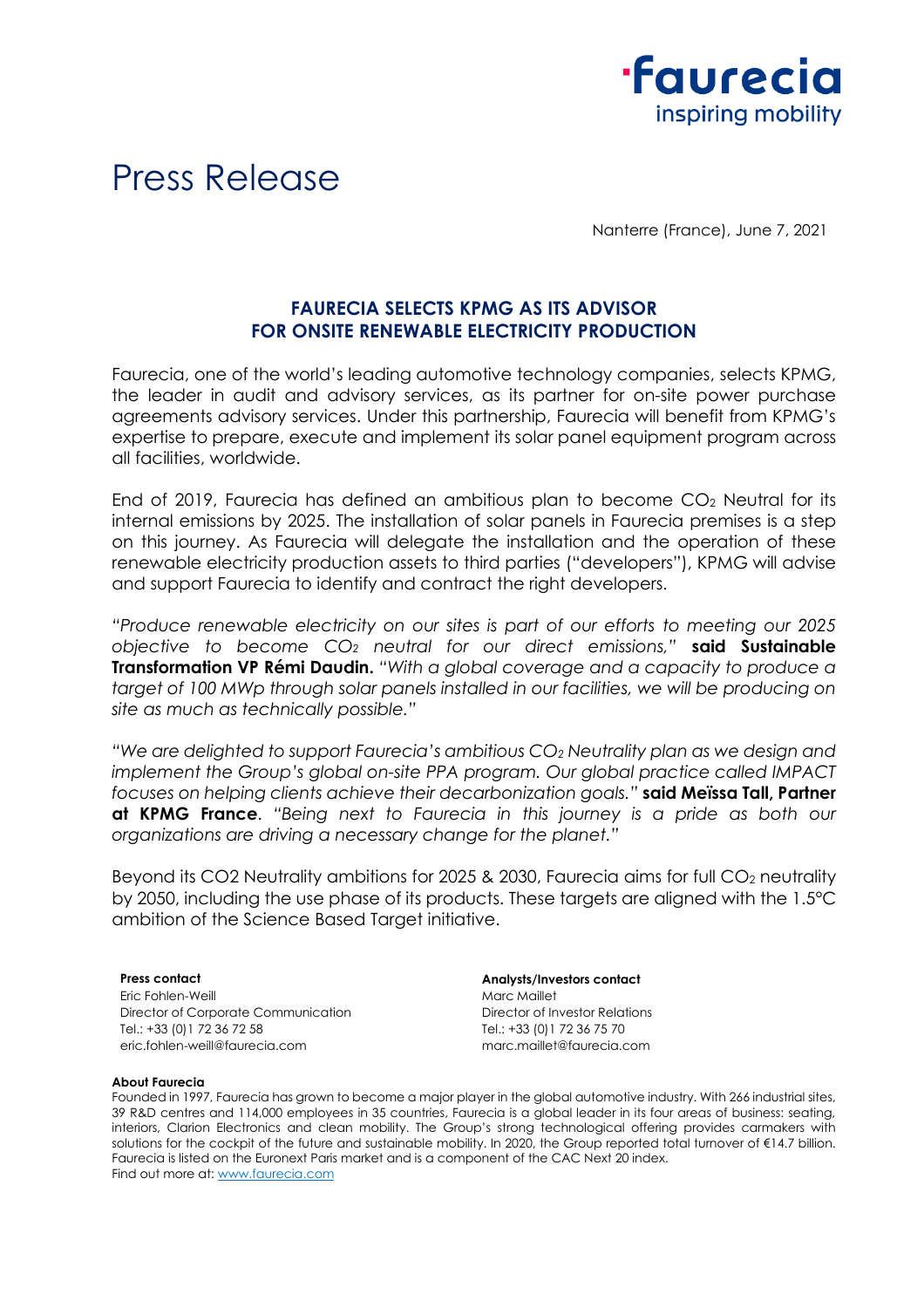# Press Release

Nanterre (France), June 7, 2021

## FAURECIA SELECTS KPMG AS ITS ADVISOR FOR ONSITE RENEWABLE ELECTRICITY PRODUCTION

Faurecia, one of the world's leading automotive technology companies, selects KPMG, the leader in audit and advisory services, as its partner for on-site power purchase agreements advisory services. Under this partnership, Faurecia will benefit from KPMG's expertise to prepare, execute and implement its solar panel equipment program across all facilities, worldwide.

End of 2019, Faurecia has defined an ambitious plan to become $CO_2$ Neutral for its internal emissions by 2025. The installation of solar panels in Faurecia premises is a step on this journey. As Faurecia will delegate the installation and the operation of these renewable electricity production assets to third parties ("developers"), KPMG will advise and support Faurecia to identify and contract the right developers.

*"Produce renewable electricity on our sites is part of our efforts to meeting our 2025 objective to become $CO_2$ neutral for our direct emissions,"* **said Sustainable Transformation VP Rémi Daudin.** *"With a global coverage and a capacity to produce a target of 100 MWp through solar panels installed in our facilities, we will be producing on site as much as technically possible."*

*"We are delighted to support Faurecia's ambitious $CO_2$ Neutrality plan as we design and implement the Group's global on-site PPA program. Our global practice called IMPACT focuses on helping clients achieve their decarbonization goals."* **said Meïssa Tall, Partner at KPMG France**. *"Being next to Faurecia in this journey is a pride as both our organizations are driving a necessary change for the planet."*

Beyond its CO2 Neutrality ambitions for 2025 & 2030, Faurecia aims for full $CO_2$ neutrality by 2050, including the use phase of its products. These targets are aligned with the 1.5°C ambition of the Science Based Target initiative.

**Press contact**
Eric Fohlen-Weill
Director of Corporate Communication
Tel.: +33 (0)1 72 36 72 58
eric.fohlen-weill@faurecia.com

**Analysts/Investors contact**
Marc Maillet
Director of Investor Relations
Tel.: +33 (0)1 72 36 75 70
marc.maillet@faurecia.com

**About Faurecia**
Founded in 1997, Faurecia has grown to become a major player in the global automotive industry. With 266 industrial sites, 39 R&D centres and 114,000 employees in 35 countries, Faurecia is a global leader in its four areas of business: seating, interiors, Clarion Electronics and clean mobility. The Group's strong technological offering provides carmakers with solutions for the cockpit of the future and sustainable mobility. In 2020, the Group reported total turnover of €14.7 billion. Faurecia is listed on the Euronext Paris market and is a component of the CAC Next 20 index.
Find out more at: www.faurecia.com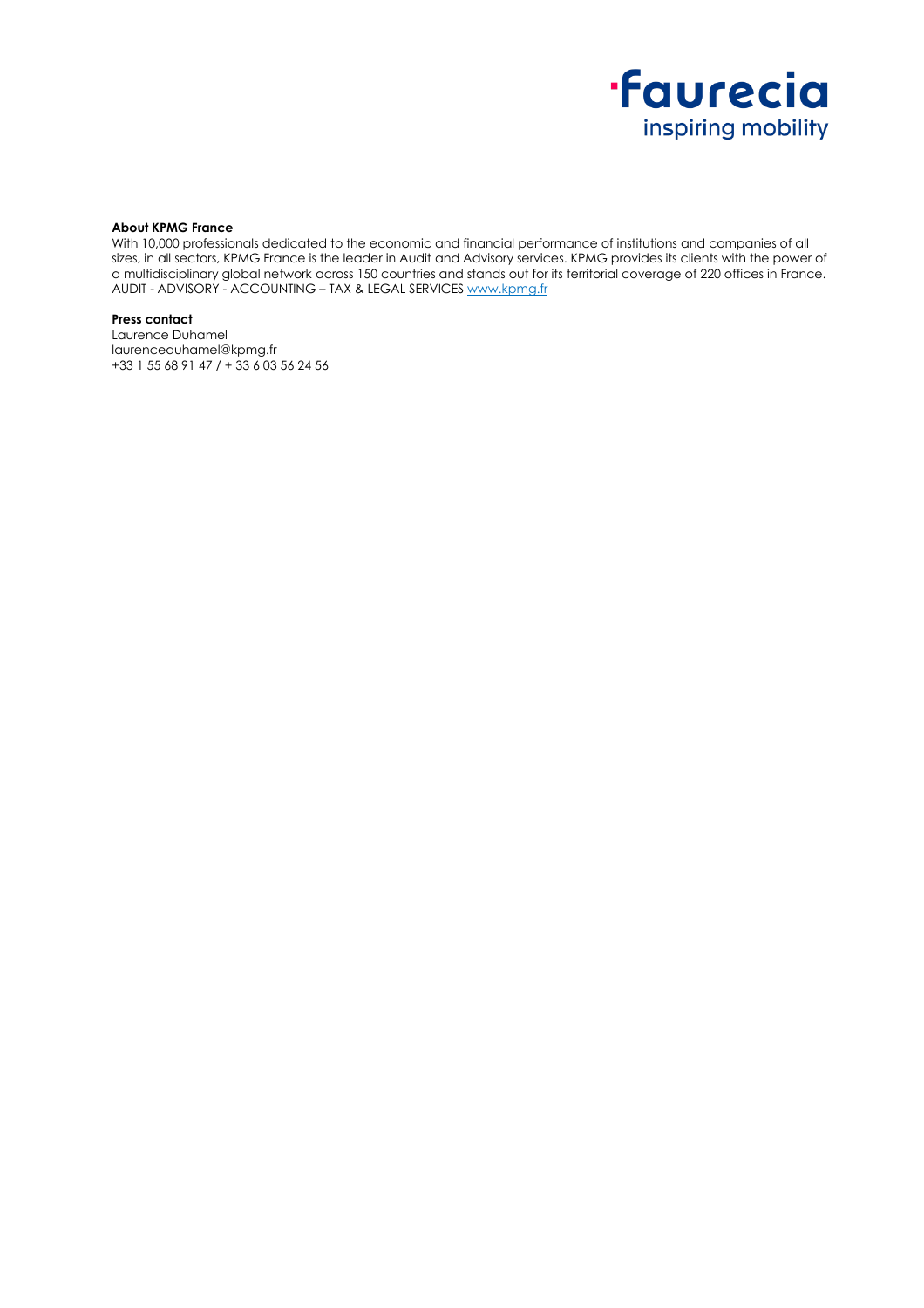**About KPMG France**

With 10,000 professionals dedicated to the economic and financial performance of institutions and companies of all sizes, in all sectors, KPMG France is the leader in Audit and Advisory services. KPMG provides its clients with the power of a multidisciplinary global network across 150 countries and stands out for its territorial coverage of 220 offices in France. AUDIT - ADVISORY - ACCOUNTING – TAX & LEGAL SERVICES www.kpmg.fr

**Press contact**

Laurence Duhamel
laurenceduhamel@kpmg.fr
+33 1 55 68 91 47 / + 33 6 03 56 24 56